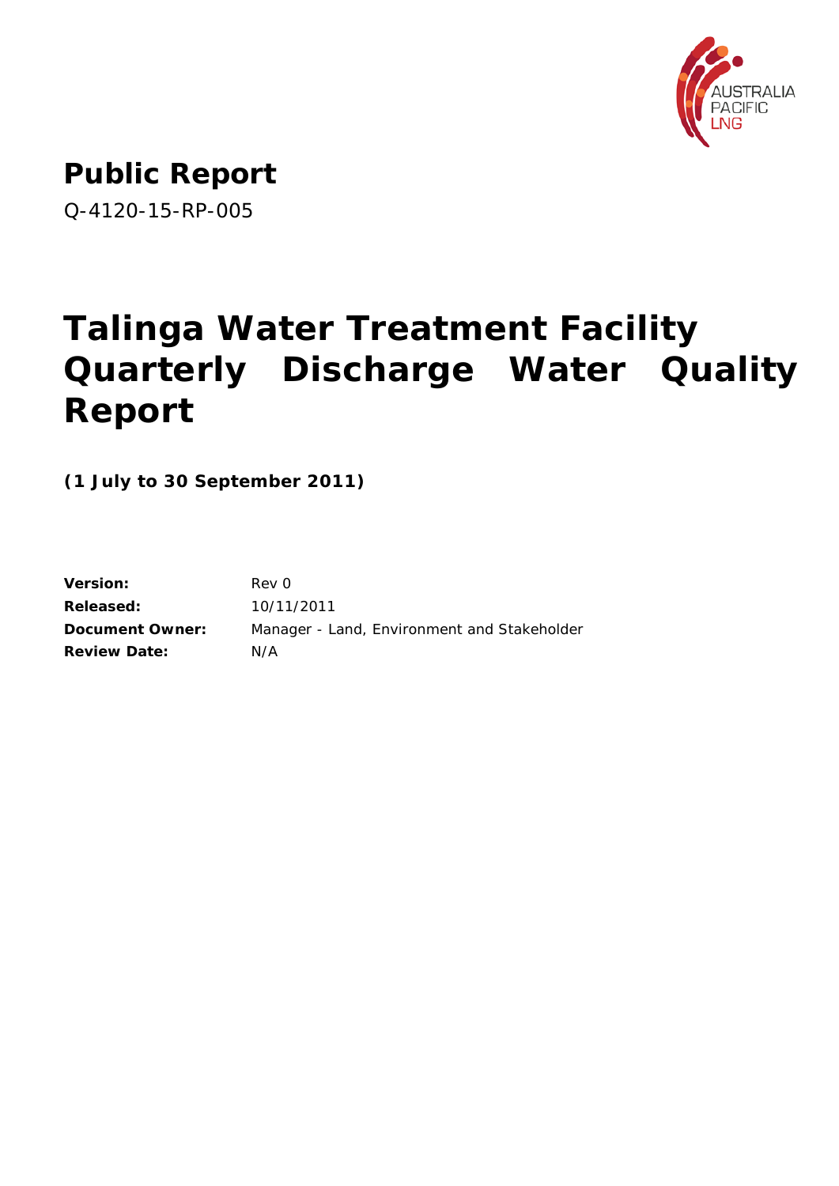AUSTRALIA PACIFIC LNG

# Public Report

Q-4120-15-RP-005

# Talinga Water Treatment Facility Quarterly Discharge Water Quality Report

**(1 July to 30 September 2011)**

| | |
|---|---|
| **Version:** | Rev 0 |
| **Released:** | 10/11/2011 |
| **Document Owner:** | Manager - Land, Environment and Stakeholder |
| **Review Date:** | N/A |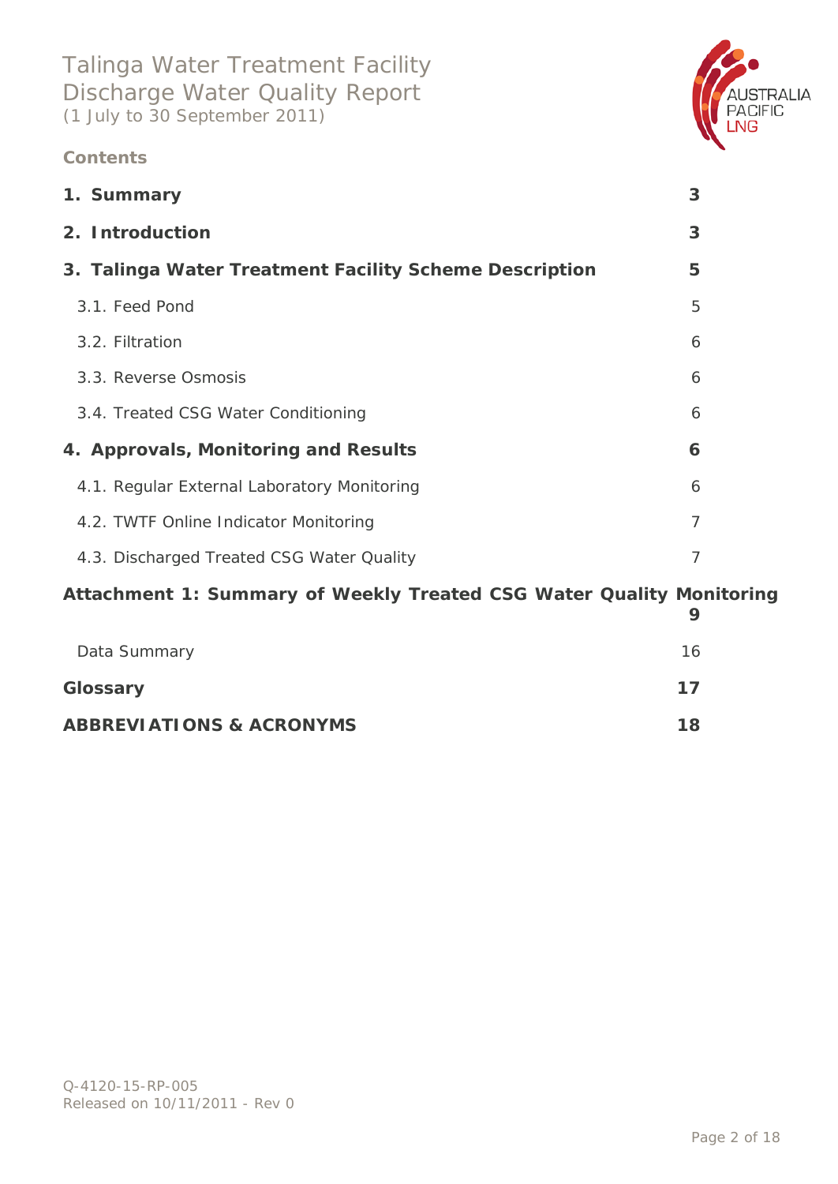**Contents**

| | |
|---|---|
| **1. Summary** | **3** |
| **2. Introduction** | **3** |
| **3. Talinga Water Treatment Facility Scheme Description** | **5** |
| 3.1. Feed Pond | 5 |
| 3.2. Filtration | 6 |
| 3.3. Reverse Osmosis | 6 |
| 3.4. Treated CSG Water Conditioning | 6 |
| **4. Approvals, Monitoring and Results** | **6** |
| 4.1. Regular External Laboratory Monitoring | 6 |
| 4.2. TWTF Online Indicator Monitoring | 7 |
| 4.3. Discharged Treated CSG Water Quality | 7 |
| **Attachment 1: Summary of Weekly Treated CSG Water Quality Monitoring** | **9** |
| Data Summary | 16 |
| **Glossary** | **17** |
| **ABBREVIATIONS & ACRONYMS** | **18** |

Q-4120-15-RP-005
Released on 10/11/2011 - Rev 0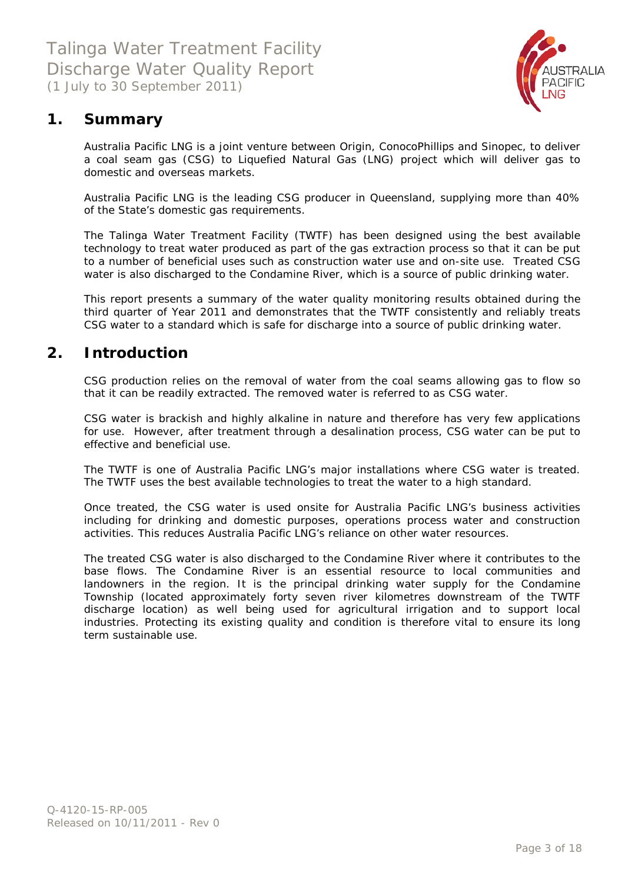# Talinga Water Treatment Facility Discharge Water Quality Report

(1 July to 30 September 2011)

## 1. Summary

Australia Pacific LNG is a joint venture between Origin, ConocoPhillips and Sinopec, to deliver a coal seam gas (CSG) to Liquefied Natural Gas (LNG) project which will deliver gas to domestic and overseas markets.

Australia Pacific LNG is the leading CSG producer in Queensland, supplying more than 40% of the State's domestic gas requirements.

The Talinga Water Treatment Facility (TWTF) has been designed using the best available technology to treat water produced as part of the gas extraction process so that it can be put to a number of beneficial uses such as construction water use and on-site use. Treated CSG water is also discharged to the Condamine River, which is a source of public drinking water.

This report presents a summary of the water quality monitoring results obtained during the third quarter of Year 2011 and demonstrates that the TWTF consistently and reliably treats CSG water to a standard which is safe for discharge into a source of public drinking water.

## 2. Introduction

CSG production relies on the removal of water from the coal seams allowing gas to flow so that it can be readily extracted. The removed water is referred to as CSG water.

CSG water is brackish and highly alkaline in nature and therefore has very few applications for use. However, after treatment through a desalination process, CSG water can be put to effective and beneficial use.

The TWTF is one of Australia Pacific LNG's major installations where CSG water is treated. The TWTF uses the best available technologies to treat the water to a high standard.

Once treated, the CSG water is used onsite for Australia Pacific LNG's business activities including for drinking and domestic purposes, operations process water and construction activities. This reduces Australia Pacific LNG's reliance on other water resources.

The treated CSG water is also discharged to the Condamine River where it contributes to the base flows. The Condamine River is an essential resource to local communities and landowners in the region. It is the principal drinking water supply for the Condamine Township (located approximately forty seven river kilometres downstream of the TWTF discharge location) as well being used for agricultural irrigation and to support local industries. Protecting its existing quality and condition is therefore vital to ensure its long term sustainable use.

Q-4120-15-RP-005
Released on 10/11/2011 - Rev 0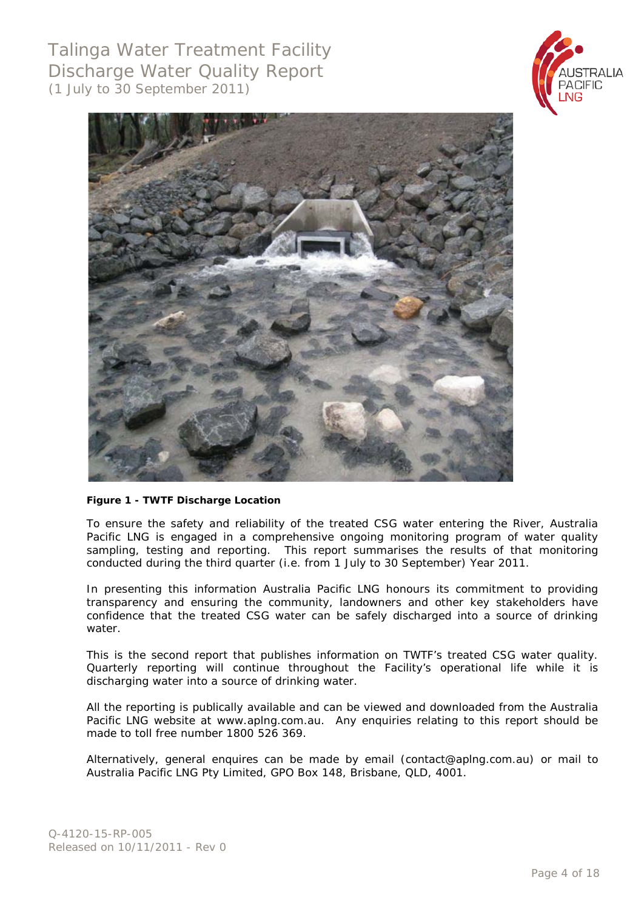**Figure 1 - TWTF Discharge Location**

To ensure the safety and reliability of the treated CSG water entering the River, Australia Pacific LNG is engaged in a comprehensive ongoing monitoring program of water quality sampling, testing and reporting. This report summarises the results of that monitoring conducted during the third quarter (i.e. from 1 July to 30 September) Year 2011.

In presenting this information Australia Pacific LNG honours its commitment to providing transparency and ensuring the community, landowners and other key stakeholders have confidence that the treated CSG water can be safely discharged into a source of drinking water.

This is the second report that publishes information on TWTF's treated CSG water quality. Quarterly reporting will continue throughout the Facility's operational life while it is discharging water into a source of drinking water.

All the reporting is publically available and can be viewed and downloaded from the Australia Pacific LNG website at www.aplng.com.au. Any enquiries relating to this report should be made to toll free number 1800 526 369.

Alternatively, general enquires can be made by email (contact@aplng.com.au) or mail to Australia Pacific LNG Pty Limited, GPO Box 148, Brisbane, QLD, 4001.

Q-4120-15-RP-005
Released on 10/11/2011 - Rev 0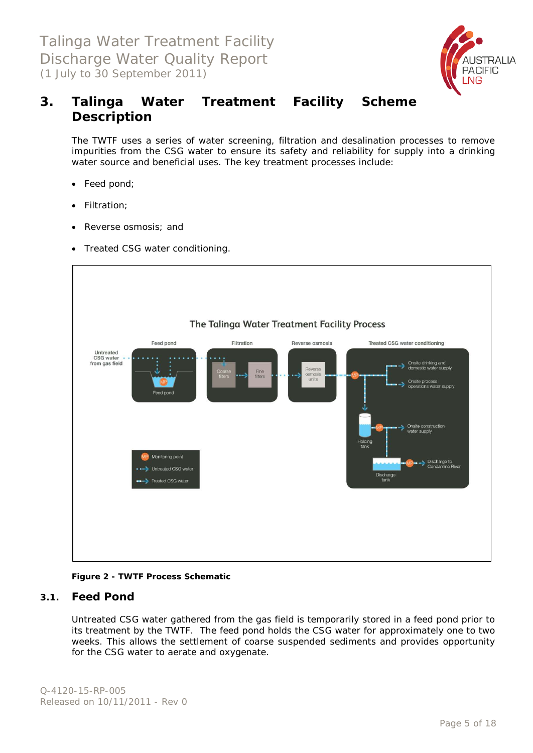# 3. Talinga Water Treatment Facility Scheme Description

The TWTF uses a series of water screening, filtration and desalination processes to remove impurities from the CSG water to ensure its safety and reliability for supply into a drinking water source and beneficial uses. The key treatment processes include:

- Feed pond;
- Filtration;
- Reverse osmosis; and
- Treated CSG water conditioning.

**Figure 2 - TWTF Process Schematic**

## 3.1. Feed Pond

Untreated CSG water gathered from the gas field is temporarily stored in a feed pond prior to its treatment by the TWTF. The feed pond holds the CSG water for approximately one to two weeks. This allows the settlement of coarse suspended sediments and provides opportunity for the CSG water to aerate and oxygenate.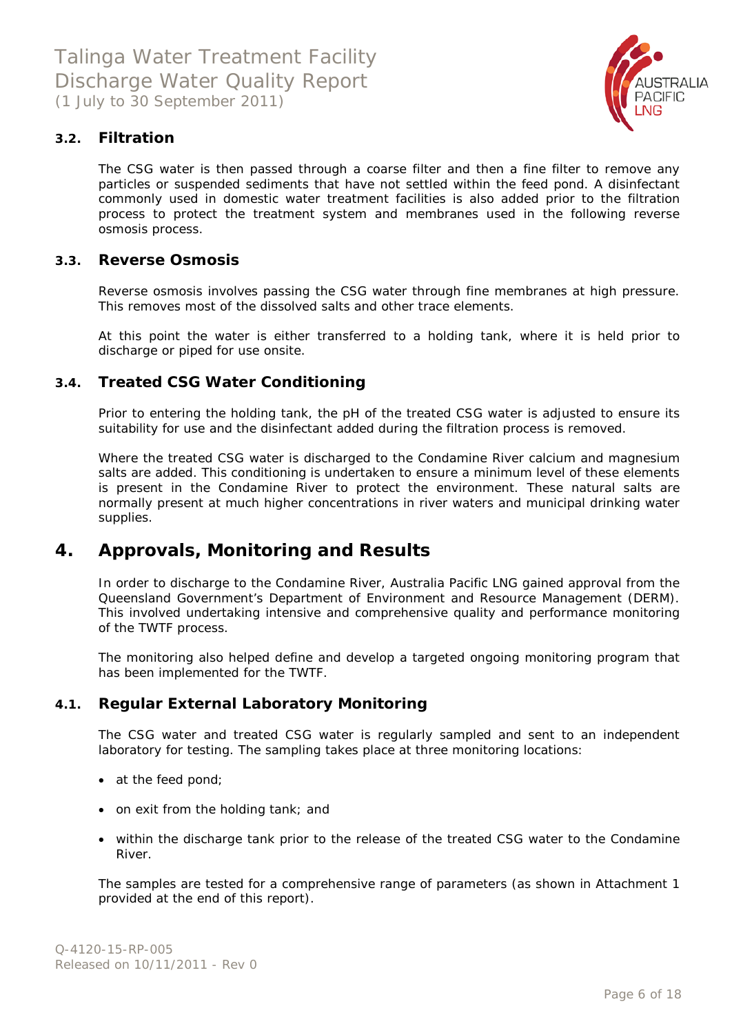### 3.2. Filtration

The CSG water is then passed through a coarse filter and then a fine filter to remove any particles or suspended sediments that have not settled within the feed pond. A disinfectant commonly used in domestic water treatment facilities is also added prior to the filtration process to protect the treatment system and membranes used in the following reverse osmosis process.

### 3.3. Reverse Osmosis

Reverse osmosis involves passing the CSG water through fine membranes at high pressure. This removes most of the dissolved salts and other trace elements.

At this point the water is either transferred to a holding tank, where it is held prior to discharge or piped for use onsite.

### 3.4. Treated CSG Water Conditioning

Prior to entering the holding tank, the pH of the treated CSG water is adjusted to ensure its suitability for use and the disinfectant added during the filtration process is removed.

Where the treated CSG water is discharged to the Condamine River calcium and magnesium salts are added. This conditioning is undertaken to ensure a minimum level of these elements is present in the Condamine River to protect the environment. These natural salts are normally present at much higher concentrations in river waters and municipal drinking water supplies.

## 4. Approvals, Monitoring and Results

In order to discharge to the Condamine River, Australia Pacific LNG gained approval from the Queensland Government's Department of Environment and Resource Management (DERM). This involved undertaking intensive and comprehensive quality and performance monitoring of the TWTF process.

The monitoring also helped define and develop a targeted ongoing monitoring program that has been implemented for the TWTF.

### 4.1. Regular External Laboratory Monitoring

The CSG water and treated CSG water is regularly sampled and sent to an independent laboratory for testing. The sampling takes place at three monitoring locations:

- at the feed pond;
- on exit from the holding tank; and
- within the discharge tank prior to the release of the treated CSG water to the Condamine River.

The samples are tested for a comprehensive range of parameters (as shown in Attachment 1 provided at the end of this report).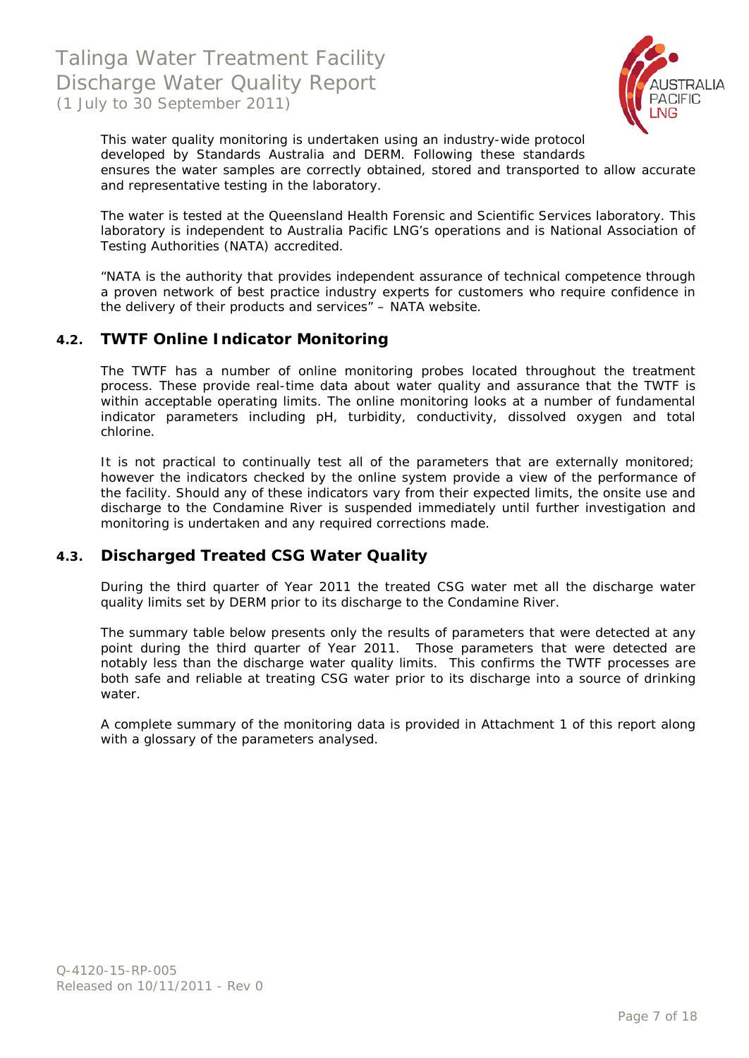This water quality monitoring is undertaken using an industry-wide protocol developed by Standards Australia and DERM. Following these standards ensures the water samples are correctly obtained, stored and transported to allow accurate and representative testing in the laboratory.

The water is tested at the Queensland Health Forensic and Scientific Services laboratory. This laboratory is independent to Australia Pacific LNG's operations and is National Association of Testing Authorities (NATA) accredited.

"NATA is the authority that provides independent assurance of technical competence through a proven network of best practice industry experts for customers who require confidence in the delivery of their products and services" – NATA website.

## 4.2. TWTF Online Indicator Monitoring

The TWTF has a number of online monitoring probes located throughout the treatment process. These provide real-time data about water quality and assurance that the TWTF is within acceptable operating limits. The online monitoring looks at a number of fundamental indicator parameters including pH, turbidity, conductivity, dissolved oxygen and total chlorine.

It is not practical to continually test all of the parameters that are externally monitored; however the indicators checked by the online system provide a view of the performance of the facility. Should any of these indicators vary from their expected limits, the onsite use and discharge to the Condamine River is suspended immediately until further investigation and monitoring is undertaken and any required corrections made.

## 4.3. Discharged Treated CSG Water Quality

During the third quarter of Year 2011 the treated CSG water met all the discharge water quality limits set by DERM prior to its discharge to the Condamine River.

The summary table below presents only the results of parameters that were detected at any point during the third quarter of Year 2011. Those parameters that were detected are notably less than the discharge water quality limits. This confirms the TWTF processes are both safe and reliable at treating CSG water prior to its discharge into a source of drinking water.

A complete summary of the monitoring data is provided in Attachment 1 of this report along with a glossary of the parameters analysed.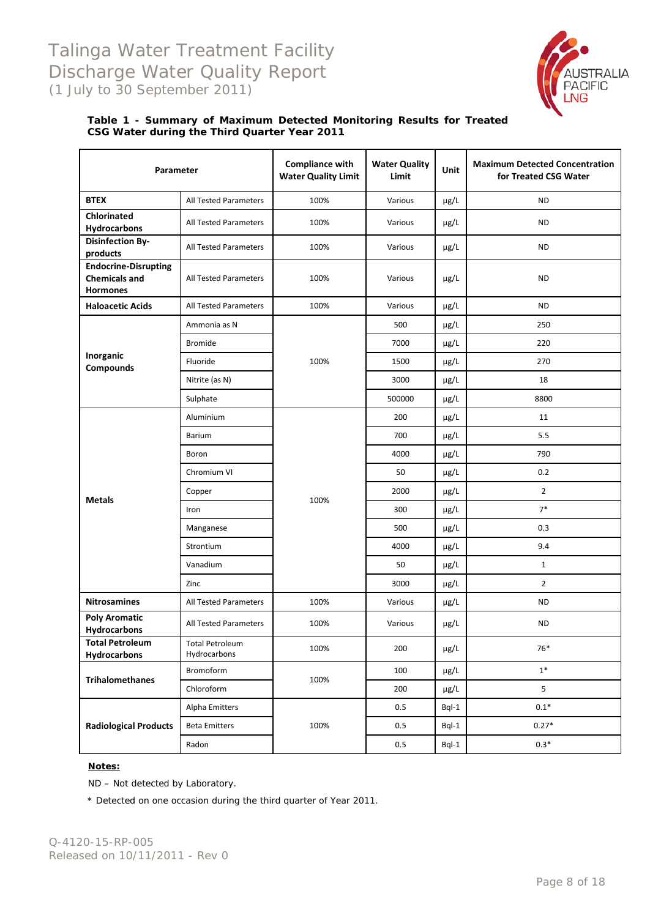**Table 1 - Summary of Maximum Detected Monitoring Results for Treated CSG Water during the Third Quarter Year 2011**

| Parameter | | Compliance with Water Quality Limit | Water Quality Limit | Unit | Maximum Detected Concentration for Treated CSG Water |
|---|---|---|---|---|---|
| **BTEX** | All Tested Parameters | 100% | Various | µg/L | ND |
| **Chlorinated Hydrocarbons** | All Tested Parameters | 100% | Various | µg/L | ND |
| **Disinfection By-products** | All Tested Parameters | 100% | Various | µg/L | ND |
| **Endocrine-Disrupting Chemicals and Hormones** | All Tested Parameters | 100% | Various | µg/L | ND |
| **Haloacetic Acids** | All Tested Parameters | 100% | Various | µg/L | ND |
| **Inorganic Compounds** | Ammonia as N | 100% | 500 | µg/L | 250 |
| | Bromide | | 7000 | µg/L | 220 |
| | Fluoride | | 1500 | µg/L | 270 |
| | Nitrite (as N) | | 3000 | µg/L | 18 |
| | Sulphate | | 500000 | µg/L | 8800 |
| **Metals** | Aluminium | 100% | 200 | µg/L | 11 |
| | Barium | | 700 | µg/L | 5.5 |
| | Boron | | 4000 | µg/L | 790 |
| | Chromium VI | | 50 | µg/L | 0.2 |
| | Copper | | 2000 | µg/L | 2 |
| | Iron | | 300 | µg/L | 7* |
| | Manganese | | 500 | µg/L | 0.3 |
| | Strontium | | 4000 | µg/L | 9.4 |
| | Vanadium | | 50 | µg/L | 1 |
| | Zinc | | 3000 | µg/L | 2 |
| **Nitrosamines** | All Tested Parameters | 100% | Various | µg/L | ND |
| **Poly Aromatic Hydrocarbons** | All Tested Parameters | 100% | Various | µg/L | ND |
| **Total Petroleum Hydrocarbons** | Total Petroleum Hydrocarbons | 100% | 200 | µg/L | 76* |
| **Trihalomethanes** | Bromoform | 100% | 100 | µg/L | 1* |
| | Chloroform | | 200 | µg/L | 5 |
| **Radiological Products** | Alpha Emitters | 100% | 0.5 | Bql-1 | 0.1* |
| | Beta Emitters | | 0.5 | Bql-1 | 0.27* |
| | Radon | | 0.5 | Bql-1 | 0.3* |

**Notes:**

ND – Not detected by Laboratory.

* Detected on one occasion during the third quarter of Year 2011.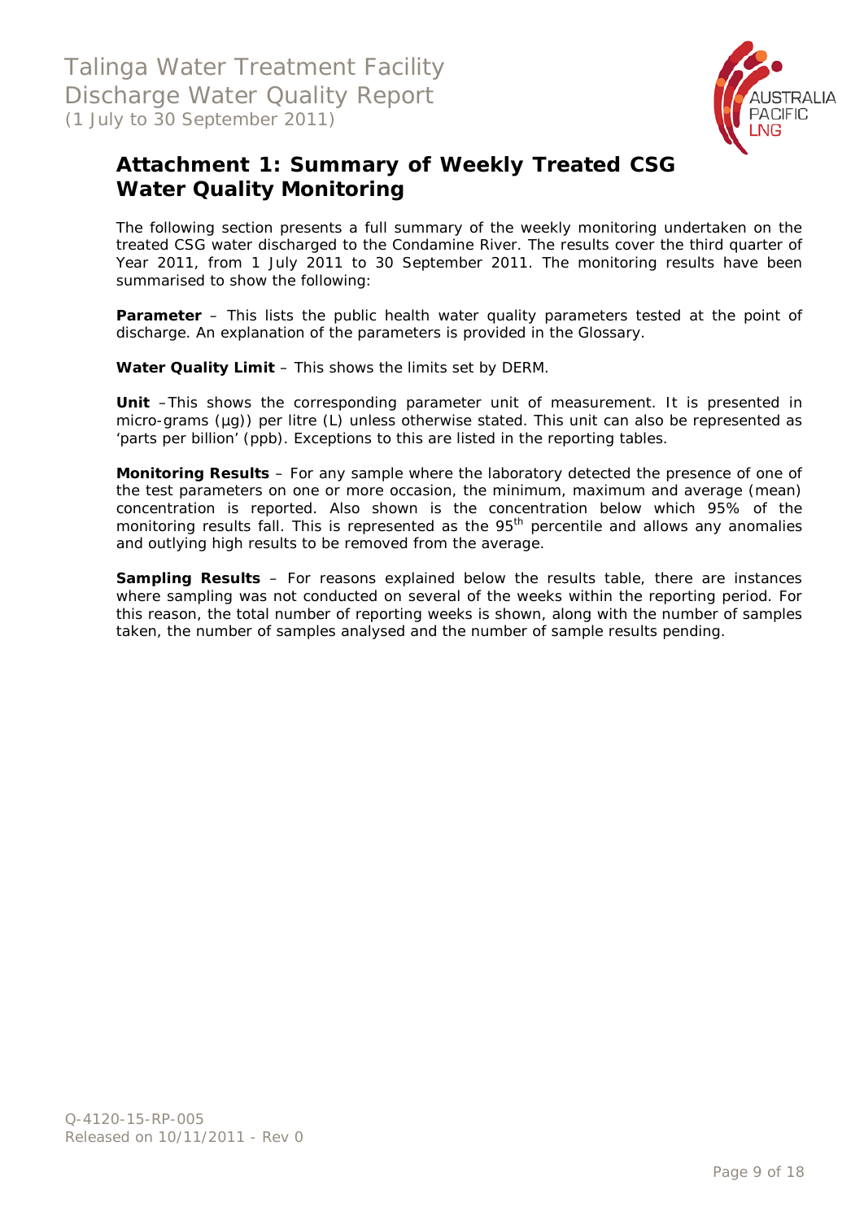# Attachment 1: Summary of Weekly Treated CSG Water Quality Monitoring

The following section presents a full summary of the weekly monitoring undertaken on the treated CSG water discharged to the Condamine River. The results cover the third quarter of Year 2011, from 1 July 2011 to 30 September 2011. The monitoring results have been summarised to show the following:

**Parameter** – This lists the public health water quality parameters tested at the point of discharge. An explanation of the parameters is provided in the Glossary.

**Water Quality Limit** – This shows the limits set by DERM.

**Unit** –This shows the corresponding parameter unit of measurement. It is presented in micro-grams (µg)) per litre (L) unless otherwise stated. This unit can also be represented as 'parts per billion' (ppb). Exceptions to this are listed in the reporting tables.

**Monitoring Results** – For any sample where the laboratory detected the presence of one of the test parameters on one or more occasion, the minimum, maximum and average (mean) concentration is reported. Also shown is the concentration below which 95% of the monitoring results fall. This is represented as the $95^{th}$ percentile and allows any anomalies and outlying high results to be removed from the average.

**Sampling Results** – For reasons explained below the results table, there are instances where sampling was not conducted on several of the weeks within the reporting period. For this reason, the total number of reporting weeks is shown, along with the number of samples taken, the number of samples analysed and the number of sample results pending.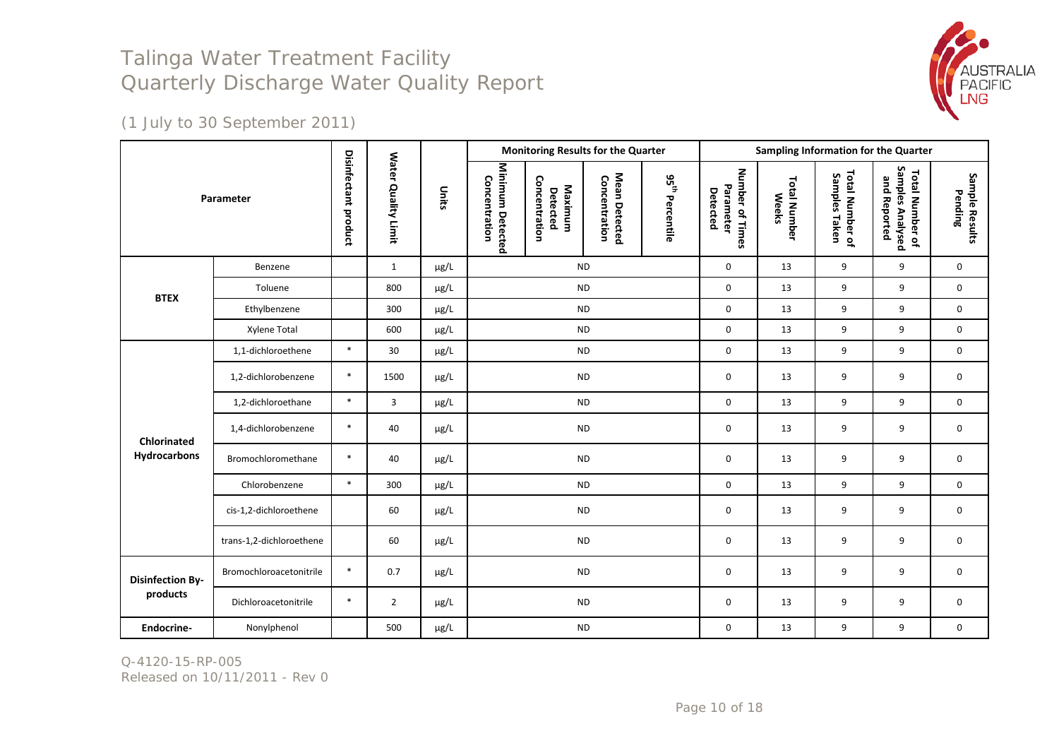# Talinga Water Treatment Facility Quarterly Discharge Water Quality Report

(1 July to 30 September 2011)

| Parameter | | Disinfectant product | Water Quality Limit | Units | Monitoring Results for the Quarter | | | | Sampling Information for the Quarter | | | | |
|---|---|---|---|---|---|---|---|---|---|---|---|---|---|
| | | | | | Minimum Detected Concentration | Maximum Detected Concentration | Mean Detected Concentration | 95$^{th}$ Percentile | Number of Times Parameter Detected | Total Number Weeks | Total Number of Samples Taken | Total Number of Samples Analysed and Reported | Sample Results Pending |
| BTEX | Benzene | | 1 | µg/L | ND | | | | 0 | 13 | 9 | 9 | 0 |
| | Toluene | | 800 | µg/L | ND | | | | 0 | 13 | 9 | 9 | 0 |
| | Ethylbenzene | | 300 | µg/L | ND | | | | 0 | 13 | 9 | 9 | 0 |
| | Xylene Total | | 600 | µg/L | ND | | | | 0 | 13 | 9 | 9 | 0 |
| Chlorinated Hydrocarbons | 1,1-dichloroethene | * | 30 | µg/L | ND | | | | 0 | 13 | 9 | 9 | 0 |
| | 1,2-dichlorobenzene | * | 1500 | µg/L | ND | | | | 0 | 13 | 9 | 9 | 0 |
| | 1,2-dichloroethane | * | 3 | µg/L | ND | | | | 0 | 13 | 9 | 9 | 0 |
| | 1,4-dichlorobenzene | * | 40 | µg/L | ND | | | | 0 | 13 | 9 | 9 | 0 |
| | Bromochloromethane | * | 40 | µg/L | ND | | | | 0 | 13 | 9 | 9 | 0 |
| | Chlorobenzene | * | 300 | µg/L | ND | | | | 0 | 13 | 9 | 9 | 0 |
| | cis-1,2-dichloroethene | | 60 | µg/L | ND | | | | 0 | 13 | 9 | 9 | 0 |
| | trans-1,2-dichloroethene | | 60 | µg/L | ND | | | | 0 | 13 | 9 | 9 | 0 |
| Disinfection By-products | Bromochloroacetonitrile | * | 0.7 | µg/L | ND | | | | 0 | 13 | 9 | 9 | 0 |
| | Dichloroacetonitrile | * | 2 | µg/L | ND | | | | 0 | 13 | 9 | 9 | 0 |
| Endocrine- | Nonylphenol | | 500 | µg/L | ND | | | | 0 | 13 | 9 | 9 | 0 |

Q-4120-15-RP-005
Released on 10/11/2011 - Rev 0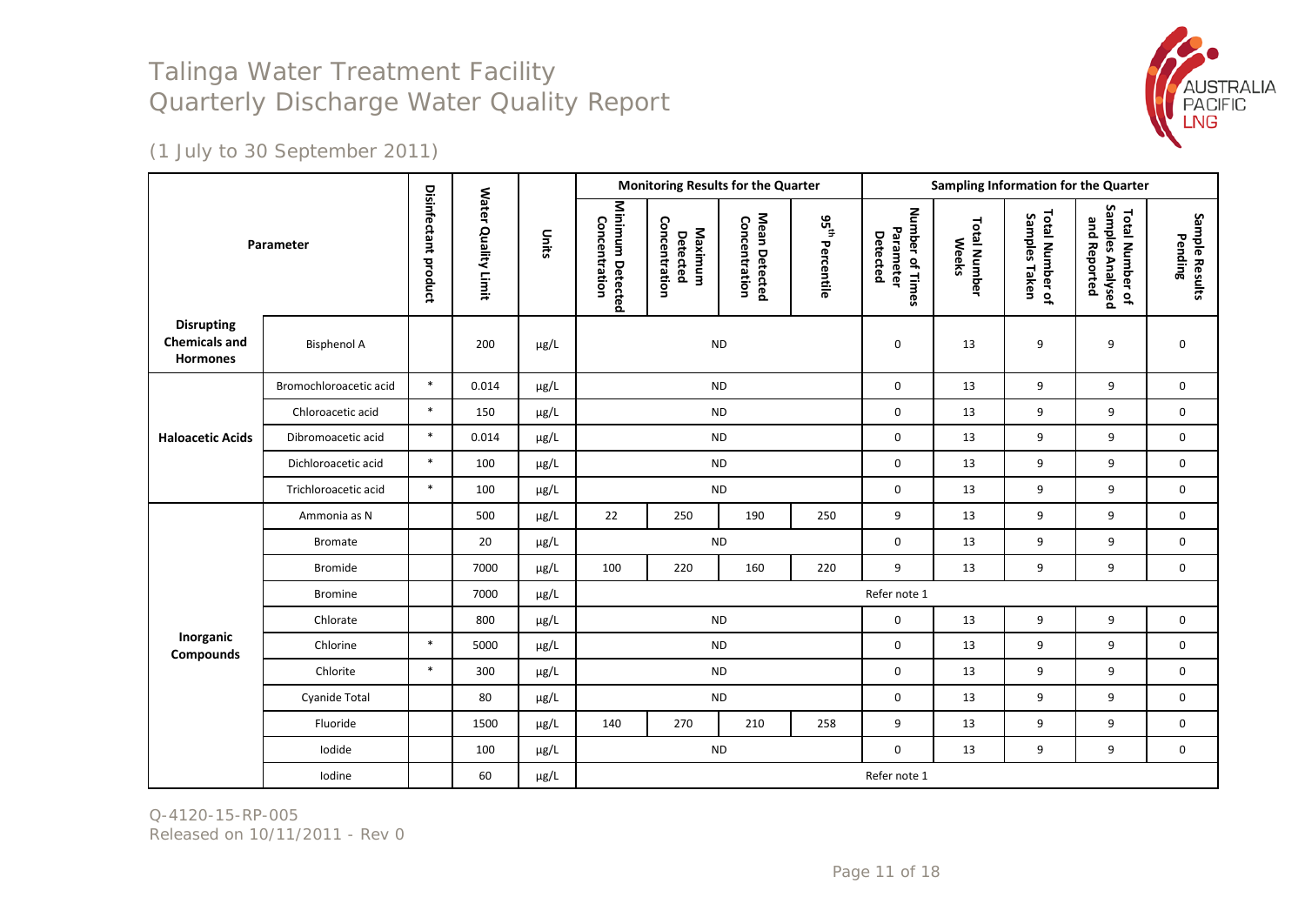# Talinga Water Treatment Facility
# Quarterly Discharge Water Quality Report

*(1 July to 30 September 2011)*

| Parameter | | Disinfectant product | Water Quality Limit | Units | Monitoring Results for the Quarter | | | | Sampling Information for the Quarter | | | | |
|---|---|---|---|---|---|---|---|---|---|---|---|---|---|
| | | | | | Minimum Detected Concentration | Maximum Detected Concentration | Mean Detected Concentration | 95th Percentile | Number of Times Parameter Detected | Total Number Weeks | Total Number of Samples Taken | Total Number of Samples Analysed and Reported | Sample Results Pending |
| **Disrupting Chemicals and Hormones** | Bisphenol A | | 200 | µg/L | ND | | | | 0 | 13 | 9 | 9 | 0 |
| **Haloacetic Acids** | Bromochloroacetic acid | * | 0.014 | µg/L | ND | | | | 0 | 13 | 9 | 9 | 0 |
| | Chloroacetic acid | * | 150 | µg/L | ND | | | | 0 | 13 | 9 | 9 | 0 |
| | Dibromoacetic acid | * | 0.014 | µg/L | ND | | | | 0 | 13 | 9 | 9 | 0 |
| | Dichloroacetic acid | * | 100 | µg/L | ND | | | | 0 | 13 | 9 | 9 | 0 |
| | Trichloroacetic acid | * | 100 | µg/L | ND | | | | 0 | 13 | 9 | 9 | 0 |
| **Inorganic Compounds** | Ammonia as N | | 500 | µg/L | 22 | 250 | 190 | 250 | 9 | 13 | 9 | 9 | 0 |
| | Bromate | | 20 | µg/L | ND | | | | 0 | 13 | 9 | 9 | 0 |
| | Bromide | | 7000 | µg/L | 100 | 220 | 160 | 220 | 9 | 13 | 9 | 9 | 0 |
| | Bromine | | 7000 | µg/L | Refer note 1 | | | | | | | | |
| | Chlorate | | 800 | µg/L | ND | | | | 0 | 13 | 9 | 9 | 0 |
| | Chlorine | * | 5000 | µg/L | ND | | | | 0 | 13 | 9 | 9 | 0 |
| | Chlorite | * | 300 | µg/L | ND | | | | 0 | 13 | 9 | 9 | 0 |
| | Cyanide Total | | 80 | µg/L | ND | | | | 0 | 13 | 9 | 9 | 0 |
| | Fluoride | | 1500 | µg/L | 140 | 270 | 210 | 258 | 9 | 13 | 9 | 9 | 0 |
| | Iodide | | 100 | µg/L | ND | | | | 0 | 13 | 9 | 9 | 0 |
| | Iodine | | 60 | µg/L | Refer note 1 | | | | | | | | |

Q-4120-15-RP-005
Released on 10/11/2011 - Rev 0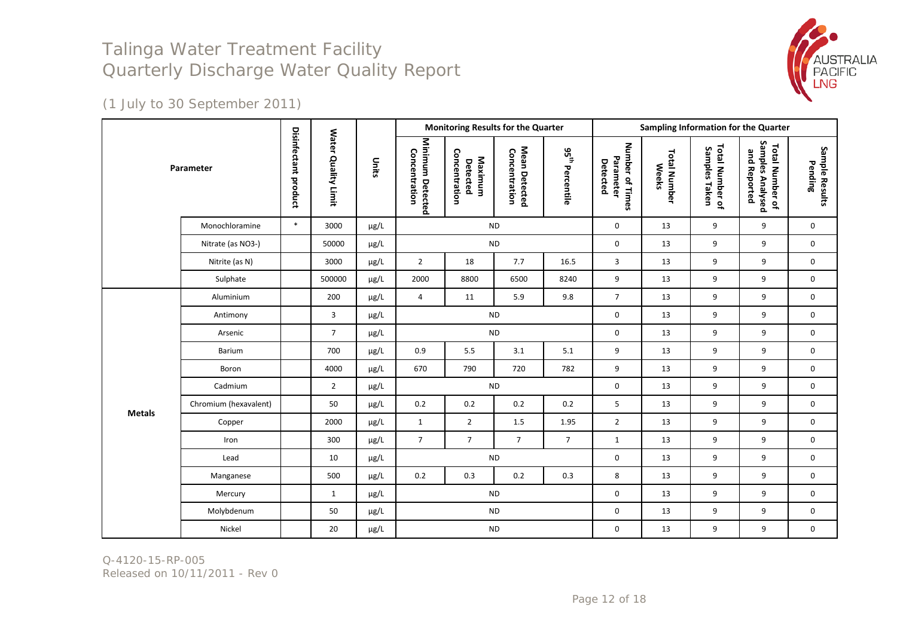# Talinga Water Treatment Facility
# Quarterly Discharge Water Quality Report

(1 July to 30 September 2011)

| Parameter | | Disinfectant product | Water Quality Limit | Units | Monitoring Results for the Quarter | | | | Sampling Information for the Quarter | | | | |
|---|---|---|---|---|---|---|---|---|---|---|---|---|---|
| | | | | | Minimum Detected Concentration | Maximum Detected Concentration | Mean Detected Concentration | 95th Percentile | Number of Times Parameter Detected | Total Number Weeks | Total Number of Samples Taken | Total Number of Samples Analysed and Reported | Sample Results Pending |
| | Monochloramine | * | 3000 | µg/L | ND | | | | 0 | 13 | 9 | 9 | 0 |
| | Nitrate (as NO3-) | | 50000 | µg/L | ND | | | | 0 | 13 | 9 | 9 | 0 |
| | Nitrite (as N) | | 3000 | µg/L | 2 | 18 | 7.7 | 16.5 | 3 | 13 | 9 | 9 | 0 |
| | Sulphate | | 500000 | µg/L | 2000 | 8800 | 6500 | 8240 | 9 | 13 | 9 | 9 | 0 |
| **Metals** | Aluminium | | 200 | µg/L | 4 | 11 | 5.9 | 9.8 | 7 | 13 | 9 | 9 | 0 |
| | Antimony | | 3 | µg/L | ND | | | | 0 | 13 | 9 | 9 | 0 |
| | Arsenic | | 7 | µg/L | ND | | | | 0 | 13 | 9 | 9 | 0 |
| | Barium | | 700 | µg/L | 0.9 | 5.5 | 3.1 | 5.1 | 9 | 13 | 9 | 9 | 0 |
| | Boron | | 4000 | µg/L | 670 | 790 | 720 | 782 | 9 | 13 | 9 | 9 | 0 |
| | Cadmium | | 2 | µg/L | ND | | | | 0 | 13 | 9 | 9 | 0 |
| | Chromium (hexavalent) | | 50 | µg/L | 0.2 | 0.2 | 0.2 | 0.2 | 5 | 13 | 9 | 9 | 0 |
| | Copper | | 2000 | µg/L | 1 | 2 | 1.5 | 1.95 | 2 | 13 | 9 | 9 | 0 |
| | Iron | | 300 | µg/L | 7 | 7 | 7 | 7 | 1 | 13 | 9 | 9 | 0 |
| | Lead | | 10 | µg/L | ND | | | | 0 | 13 | 9 | 9 | 0 |
| | Manganese | | 500 | µg/L | 0.2 | 0.3 | 0.2 | 0.3 | 8 | 13 | 9 | 9 | 0 |
| | Mercury | | 1 | µg/L | ND | | | | 0 | 13 | 9 | 9 | 0 |
| | Molybdenum | | 50 | µg/L | ND | | | | 0 | 13 | 9 | 9 | 0 |
| | Nickel | | 20 | µg/L | ND | | | | 0 | 13 | 9 | 9 | 0 |

Q-4120-15-RP-005
Released on 10/11/2011 - Rev 0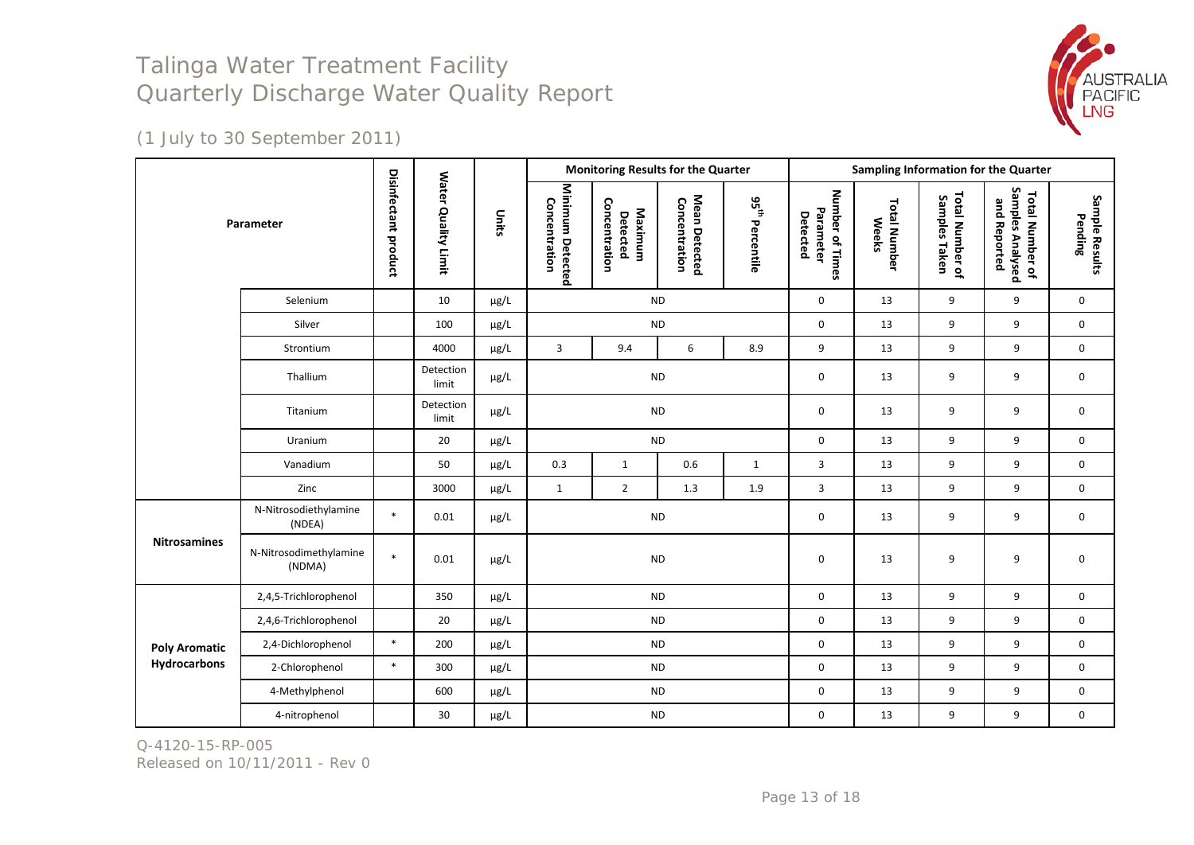# Talinga Water Treatment Facility
# Quarterly Discharge Water Quality Report

(1 July to 30 September 2011)

| Parameter | | Disinfectant product | Water Quality Limit | Units | Monitoring Results for the Quarter | | | | Sampling Information for the Quarter | | | | |
|---|---|---|---|---|---|---|---|---|---|---|---|---|---|
| | | | | | Minimum Detected Concentration | Maximum Detected Concentration | Mean Detected Concentration | 95th Percentile | Number of Times Parameter Detected | Total Number Weeks | Total Number of Samples Taken | Total Number of Samples Analysed and Reported | Sample Results Pending |
| | Selenium | | 10 | µg/L | ND | | | | 0 | 13 | 9 | 9 | 0 |
| | Silver | | 100 | µg/L | ND | | | | 0 | 13 | 9 | 9 | 0 |
| | Strontium | | 4000 | µg/L | 3 | 9.4 | 6 | 8.9 | 9 | 13 | 9 | 9 | 0 |
| | Thallium | | Detection limit | µg/L | ND | | | | 0 | 13 | 9 | 9 | 0 |
| | Titanium | | Detection limit | µg/L | ND | | | | 0 | 13 | 9 | 9 | 0 |
| | Uranium | | 20 | µg/L | ND | | | | 0 | 13 | 9 | 9 | 0 |
| | Vanadium | | 50 | µg/L | 0.3 | 1 | 0.6 | 1 | 3 | 13 | 9 | 9 | 0 |
| | Zinc | | 3000 | µg/L | 1 | 2 | 1.3 | 1.9 | 3 | 13 | 9 | 9 | 0 |
| **Nitrosamines** | N-Nitrosodiethylamine (NDEA) | * | 0.01 | µg/L | ND | | | | 0 | 13 | 9 | 9 | 0 |
| | N-Nitrosodimethylamine (NDMA) | * | 0.01 | µg/L | ND | | | | 0 | 13 | 9 | 9 | 0 |
| **Poly Aromatic Hydrocarbons** | 2,4,5-Trichlorophenol | | 350 | µg/L | ND | | | | 0 | 13 | 9 | 9 | 0 |
| | 2,4,6-Trichlorophenol | | 20 | µg/L | ND | | | | 0 | 13 | 9 | 9 | 0 |
| | 2,4-Dichlorophenol | * | 200 | µg/L | ND | | | | 0 | 13 | 9 | 9 | 0 |
| | 2-Chlorophenol | * | 300 | µg/L | ND | | | | 0 | 13 | 9 | 9 | 0 |
| | 4-Methylphenol | | 600 | µg/L | ND | | | | 0 | 13 | 9 | 9 | 0 |
| | 4-nitrophenol | | 30 | µg/L | ND | | | | 0 | 13 | 9 | 9 | 0 |

Q-4120-15-RP-005
Released on 10/11/2011 - Rev 0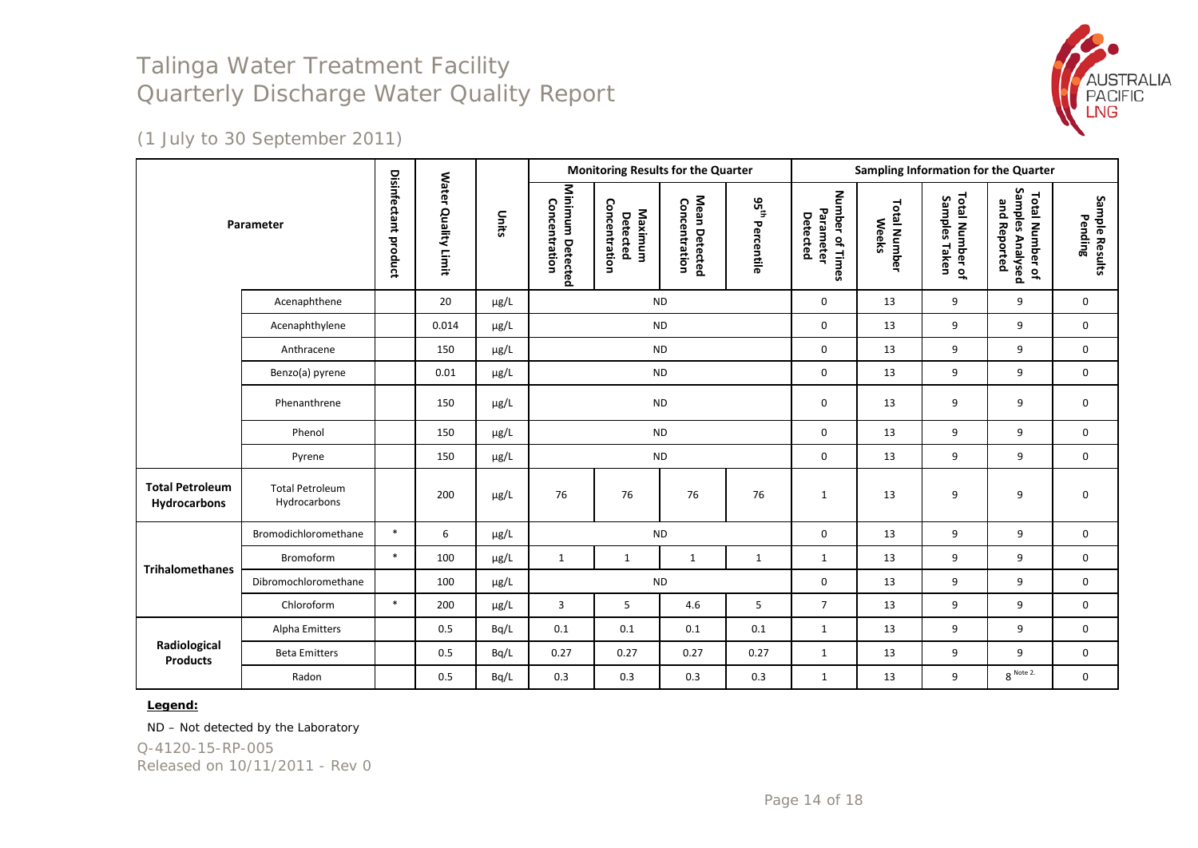# Talinga Water Treatment Facility
# Quarterly Discharge Water Quality Report

(1 July to 30 September 2011)

| Parameter | | Disinfectant product | Water Quality Limit | Units | Monitoring Results for the Quarter | | | | Sampling Information for the Quarter | | | | |
|---|---|---|---|---|---|---|---|---|---|---|---|---|---|
| | | | | | Minimum Detected Concentration | Maximum Detected Concentration | Mean Detected Concentration | 95th Percentile | Number of Times Parameter Detected | Total Number Weeks | Total Number of Samples Taken | Total Number of Samples Analysed and Reported | Sample Results Pending |
| | Acenaphthene | | 20 | µg/L | ND | | | | 0 | 13 | 9 | 9 | 0 |
| | Acenaphthylene | | 0.014 | µg/L | ND | | | | 0 | 13 | 9 | 9 | 0 |
| | Anthracene | | 150 | µg/L | ND | | | | 0 | 13 | 9 | 9 | 0 |
| | Benzo(a) pyrene | | 0.01 | µg/L | ND | | | | 0 | 13 | 9 | 9 | 0 |
| | Phenanthrene | | 150 | µg/L | ND | | | | 0 | 13 | 9 | 9 | 0 |
| | Phenol | | 150 | µg/L | ND | | | | 0 | 13 | 9 | 9 | 0 |
| | Pyrene | | 150 | µg/L | ND | | | | 0 | 13 | 9 | 9 | 0 |
| **Total Petroleum Hydrocarbons** | Total Petroleum Hydrocarbons | | 200 | µg/L | 76 | 76 | 76 | 76 | 1 | 13 | 9 | 9 | 0 |
| **Trihalomethanes** | Bromodichloromethane | * | 6 | µg/L | ND | | | | 0 | 13 | 9 | 9 | 0 |
| | Bromoform | * | 100 | µg/L | 1 | 1 | 1 | 1 | 1 | 13 | 9 | 9 | 0 |
| | Dibromochloromethane | | 100 | µg/L | ND | | | | 0 | 13 | 9 | 9 | 0 |
| | Chloroform | * | 200 | µg/L | 3 | 5 | 4.6 | 5 | 7 | 13 | 9 | 9 | 0 |
| **Radiological Products** | Alpha Emitters | | 0.5 | Bq/L | 0.1 | 0.1 | 0.1 | 0.1 | 1 | 13 | 9 | 9 | 0 |
| | Beta Emitters | | 0.5 | Bq/L | 0.27 | 0.27 | 0.27 | 0.27 | 1 | 13 | 9 | 9 | 0 |
| | Radon | | 0.5 | Bq/L | 0.3 | 0.3 | 0.3 | 0.3 | 1 | 13 | 9 | 8 Note 2. | 0 |

**Legend:**

ND – Not detected by the Laboratory

Q-4120-15-RP-005
Released on 10/11/2011 - Rev 0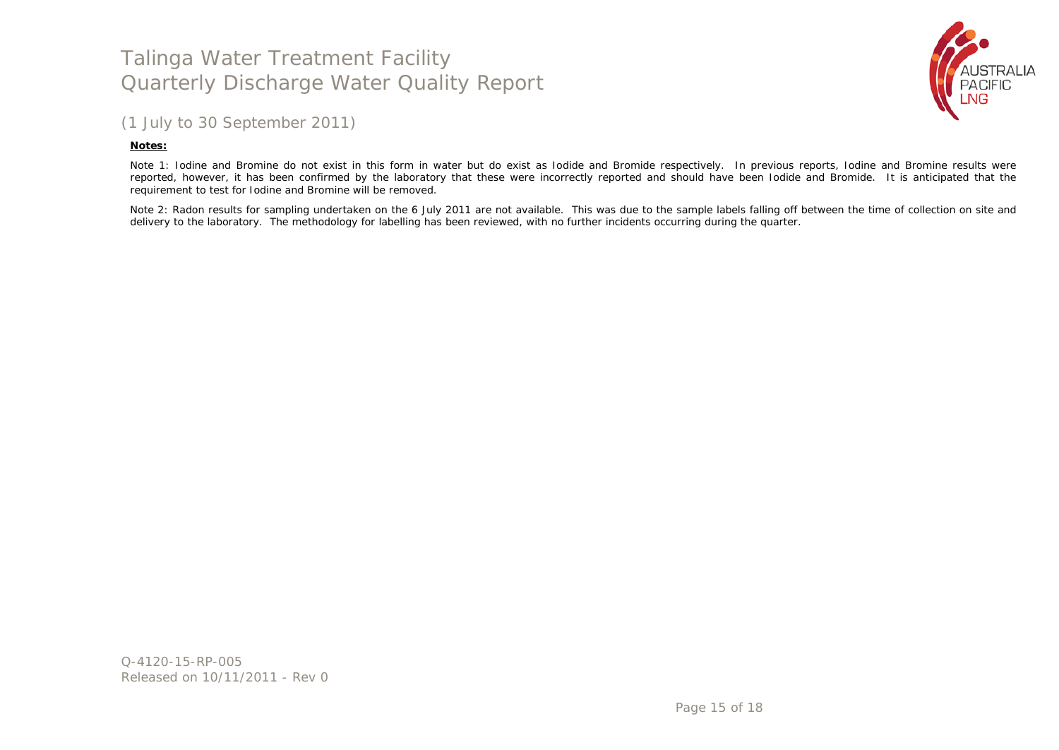**Notes:**

Note 1: Iodine and Bromine do not exist in this form in water but do exist as Iodide and Bromide respectively. In previous reports, Iodine and Bromine results were reported, however, it has been confirmed by the laboratory that these were incorrectly reported and should have been Iodide and Bromide. It is anticipated that the requirement to test for Iodine and Bromine will be removed.

Note 2: Radon results for sampling undertaken on the 6 July 2011 are not available. This was due to the sample labels falling off between the time of collection on site and delivery to the laboratory. The methodology for labelling has been reviewed, with no further incidents occurring during the quarter.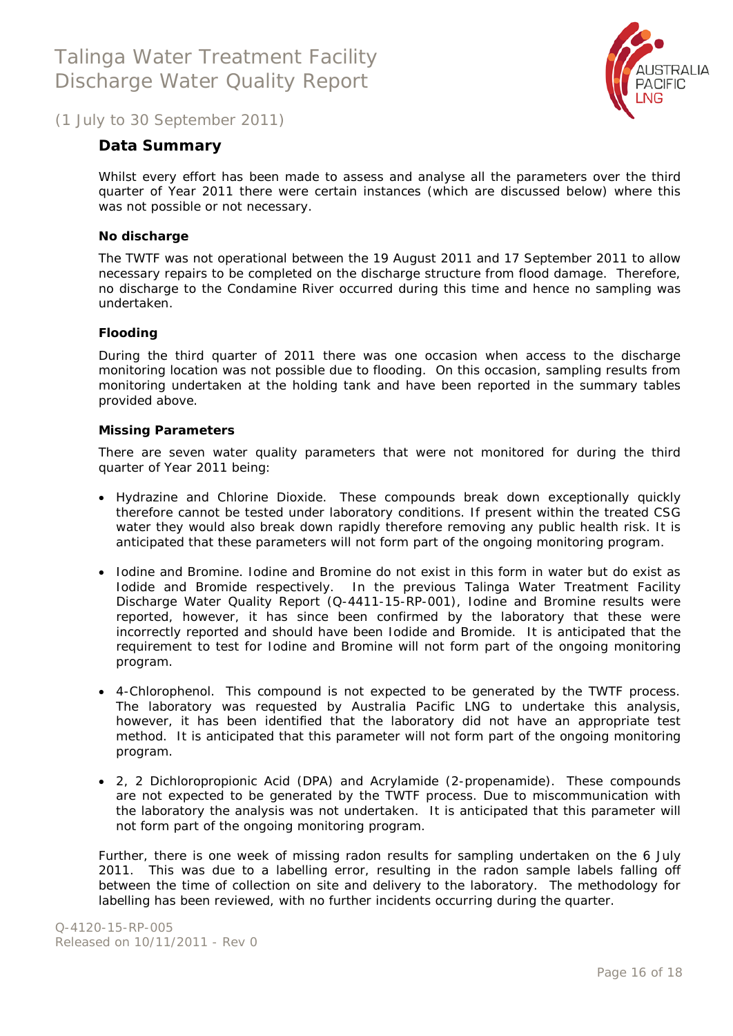## Data Summary

Whilst every effort has been made to assess and analyse all the parameters over the third quarter of Year 2011 there were certain instances (which are discussed below) where this was not possible or not necessary.

### No discharge

The TWTF was not operational between the 19 August 2011 and 17 September 2011 to allow necessary repairs to be completed on the discharge structure from flood damage. Therefore, no discharge to the Condamine River occurred during this time and hence no sampling was undertaken.

### Flooding

During the third quarter of 2011 there was one occasion when access to the discharge monitoring location was not possible due to flooding. On this occasion, sampling results from monitoring undertaken at the holding tank and have been reported in the summary tables provided above.

### Missing Parameters

There are seven water quality parameters that were not monitored for during the third quarter of Year 2011 being:

- Hydrazine and Chlorine Dioxide. These compounds break down exceptionally quickly therefore cannot be tested under laboratory conditions. If present within the treated CSG water they would also break down rapidly therefore removing any public health risk. It is anticipated that these parameters will not form part of the ongoing monitoring program.
- Iodine and Bromine. Iodine and Bromine do not exist in this form in water but do exist as Iodide and Bromide respectively. In the previous Talinga Water Treatment Facility Discharge Water Quality Report (Q-4411-15-RP-001), Iodine and Bromine results were reported, however, it has since been confirmed by the laboratory that these were incorrectly reported and should have been Iodide and Bromide. It is anticipated that the requirement to test for Iodine and Bromine will not form part of the ongoing monitoring program.
- 4-Chlorophenol. This compound is not expected to be generated by the TWTF process. The laboratory was requested by Australia Pacific LNG to undertake this analysis, however, it has been identified that the laboratory did not have an appropriate test method. It is anticipated that this parameter will not form part of the ongoing monitoring program.
- 2, 2 Dichloropropionic Acid (DPA) and Acrylamide (2-propenamide). These compounds are not expected to be generated by the TWTF process. Due to miscommunication with the laboratory the analysis was not undertaken. It is anticipated that this parameter will not form part of the ongoing monitoring program.

Further, there is one week of missing radon results for sampling undertaken on the 6 July 2011. This was due to a labelling error, resulting in the radon sample labels falling off between the time of collection on site and delivery to the laboratory. The methodology for labelling has been reviewed, with no further incidents occurring during the quarter.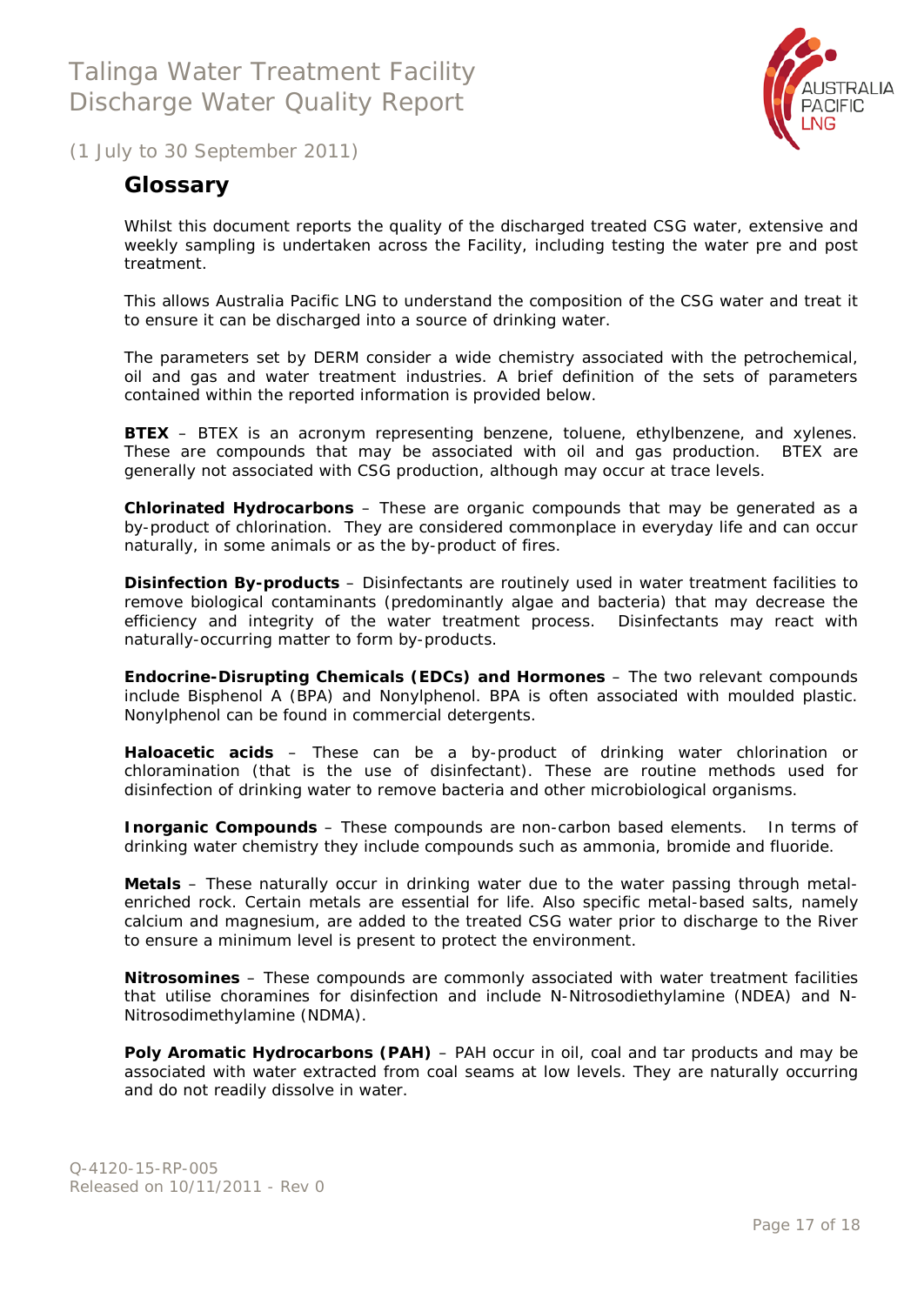## Glossary

Whilst this document reports the quality of the discharged treated CSG water, extensive and weekly sampling is undertaken across the Facility, including testing the water pre and post treatment.

This allows Australia Pacific LNG to understand the composition of the CSG water and treat it to ensure it can be discharged into a source of drinking water.

The parameters set by DERM consider a wide chemistry associated with the petrochemical, oil and gas and water treatment industries. A brief definition of the sets of parameters contained within the reported information is provided below.

**BTEX** – BTEX is an acronym representing benzene, toluene, ethylbenzene, and xylenes. These are compounds that may be associated with oil and gas production. BTEX are generally not associated with CSG production, although may occur at trace levels.

**Chlorinated Hydrocarbons** – These are organic compounds that may be generated as a by-product of chlorination. They are considered commonplace in everyday life and can occur naturally, in some animals or as the by-product of fires.

**Disinfection By-products** – Disinfectants are routinely used in water treatment facilities to remove biological contaminants (predominantly algae and bacteria) that may decrease the efficiency and integrity of the water treatment process. Disinfectants may react with naturally-occurring matter to form by-products.

**Endocrine-Disrupting Chemicals (EDCs) and Hormones** – The two relevant compounds include Bisphenol A (BPA) and Nonylphenol. BPA is often associated with moulded plastic. Nonylphenol can be found in commercial detergents.

**Haloacetic acids** – These can be a by-product of drinking water chlorination or chloramination (that is the use of disinfectant). These are routine methods used for disinfection of drinking water to remove bacteria and other microbiological organisms.

**Inorganic Compounds** – These compounds are non-carbon based elements. In terms of drinking water chemistry they include compounds such as ammonia, bromide and fluoride.

**Metals** – These naturally occur in drinking water due to the water passing through metal-enriched rock. Certain metals are essential for life. Also specific metal-based salts, namely calcium and magnesium, are added to the treated CSG water prior to discharge to the River to ensure a minimum level is present to protect the environment.

**Nitrosomines** – These compounds are commonly associated with water treatment facilities that utilise choramines for disinfection and include N-Nitrosodiethylamine (NDEA) and N-Nitrosodimethylamine (NDMA).

**Poly Aromatic Hydrocarbons (PAH)** – PAH occur in oil, coal and tar products and may be associated with water extracted from coal seams at low levels. They are naturally occurring and do not readily dissolve in water.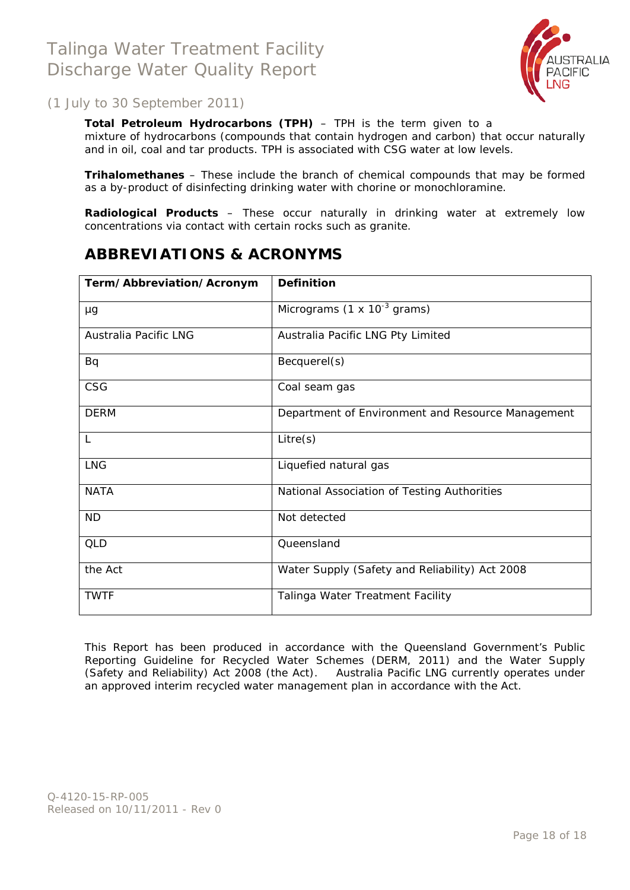**Total Petroleum Hydrocarbons (TPH)** – TPH is the term given to a mixture of hydrocarbons (compounds that contain hydrogen and carbon) that occur naturally and in oil, coal and tar products. TPH is associated with CSG water at low levels.

**Trihalomethanes** – These include the branch of chemical compounds that may be formed as a by-product of disinfecting drinking water with chorine or monochloramine.

**Radiological Products** – These occur naturally in drinking water at extremely low concentrations via contact with certain rocks such as granite.

## ABBREVIATIONS & ACRONYMS

| Term/Abbreviation/Acronym | Definition |
|---|---|
| µg | Micrograms (1 x $10^{-3}$ grams) |
| Australia Pacific LNG | Australia Pacific LNG Pty Limited |
| Bq | Becquerel(s) |
| CSG | Coal seam gas |
| DERM | Department of Environment and Resource Management |
| L | Litre(s) |
| LNG | Liquefied natural gas |
| NATA | National Association of Testing Authorities |
| ND | Not detected |
| QLD | Queensland |
| the Act | Water Supply (Safety and Reliability) Act 2008 |
| TWTF | Talinga Water Treatment Facility |

This Report has been produced in accordance with the Queensland Government's Public Reporting Guideline for Recycled Water Schemes (DERM, 2011) and the Water Supply (Safety and Reliability) Act 2008 (the Act). Australia Pacific LNG currently operates under an approved interim recycled water management plan in accordance with the Act.